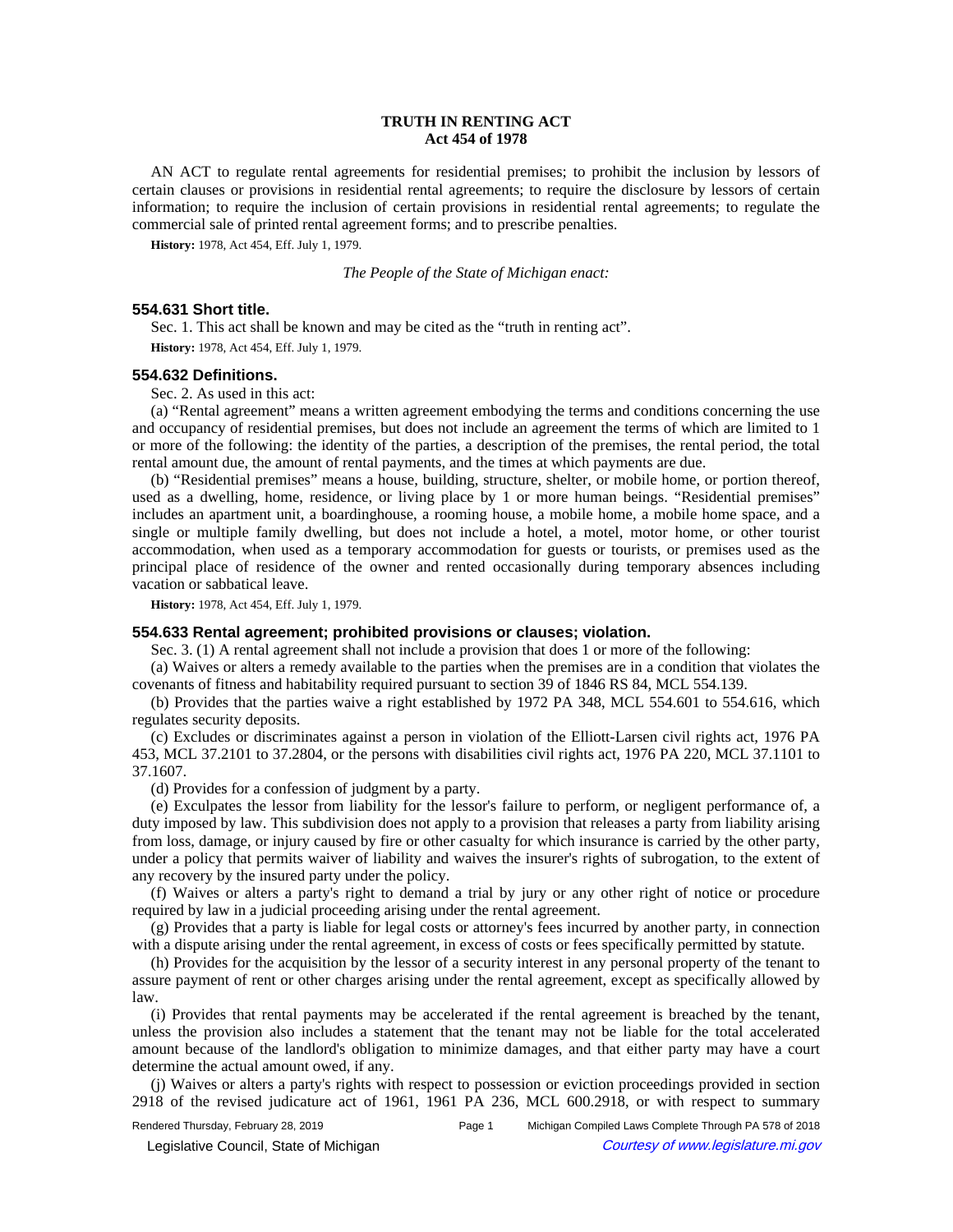**TRUTH IN RENTING ACT**
**Act 454 of 1978**

AN ACT to regulate rental agreements for residential premises; to prohibit the inclusion by lessors of certain clauses or provisions in residential rental agreements; to require the disclosure by lessors of certain information; to require the inclusion of certain provisions in residential rental agreements; to regulate the commercial sale of printed rental agreement forms; and to prescribe penalties.

**History:** 1978, Act 454, Eff. July 1, 1979.

*The People of the State of Michigan enact:*

### 554.631 Short title.

Sec. 1. This act shall be known and may be cited as the "truth in renting act".

**History:** 1978, Act 454, Eff. July 1, 1979.

### 554.632 Definitions.

Sec. 2. As used in this act:

(a) "Rental agreement" means a written agreement embodying the terms and conditions concerning the use and occupancy of residential premises, but does not include an agreement the terms of which are limited to 1 or more of the following: the identity of the parties, a description of the premises, the rental period, the total rental amount due, the amount of rental payments, and the times at which payments are due.

(b) "Residential premises" means a house, building, structure, shelter, or mobile home, or portion thereof, used as a dwelling, home, residence, or living place by 1 or more human beings. "Residential premises" includes an apartment unit, a boardinghouse, a rooming house, a mobile home, a mobile home space, and a single or multiple family dwelling, but does not include a hotel, a motel, motor home, or other tourist accommodation, when used as a temporary accommodation for guests or tourists, or premises used as the principal place of residence of the owner and rented occasionally during temporary absences including vacation or sabbatical leave.

**History:** 1978, Act 454, Eff. July 1, 1979.

### 554.633 Rental agreement; prohibited provisions or clauses; violation.

Sec. 3. (1) A rental agreement shall not include a provision that does 1 or more of the following:

(a) Waives or alters a remedy available to the parties when the premises are in a condition that violates the covenants of fitness and habitability required pursuant to section 39 of 1846 RS 84, MCL 554.139.

(b) Provides that the parties waive a right established by 1972 PA 348, MCL 554.601 to 554.616, which regulates security deposits.

(c) Excludes or discriminates against a person in violation of the Elliott-Larsen civil rights act, 1976 PA 453, MCL 37.2101 to 37.2804, or the persons with disabilities civil rights act, 1976 PA 220, MCL 37.1101 to 37.1607.

(d) Provides for a confession of judgment by a party.

(e) Exculpates the lessor from liability for the lessor's failure to perform, or negligent performance of, a duty imposed by law. This subdivision does not apply to a provision that releases a party from liability arising from loss, damage, or injury caused by fire or other casualty for which insurance is carried by the other party, under a policy that permits waiver of liability and waives the insurer's rights of subrogation, to the extent of any recovery by the insured party under the policy.

(f) Waives or alters a party's right to demand a trial by jury or any other right of notice or procedure required by law in a judicial proceeding arising under the rental agreement.

(g) Provides that a party is liable for legal costs or attorney's fees incurred by another party, in connection with a dispute arising under the rental agreement, in excess of costs or fees specifically permitted by statute.

(h) Provides for the acquisition by the lessor of a security interest in any personal property of the tenant to assure payment of rent or other charges arising under the rental agreement, except as specifically allowed by law.

(i) Provides that rental payments may be accelerated if the rental agreement is breached by the tenant, unless the provision also includes a statement that the tenant may not be liable for the total accelerated amount because of the landlord's obligation to minimize damages, and that either party may have a court determine the actual amount owed, if any.

(j) Waives or alters a party's rights with respect to possession or eviction proceedings provided in section 2918 of the revised judicature act of 1961, 1961 PA 236, MCL 600.2918, or with respect to summary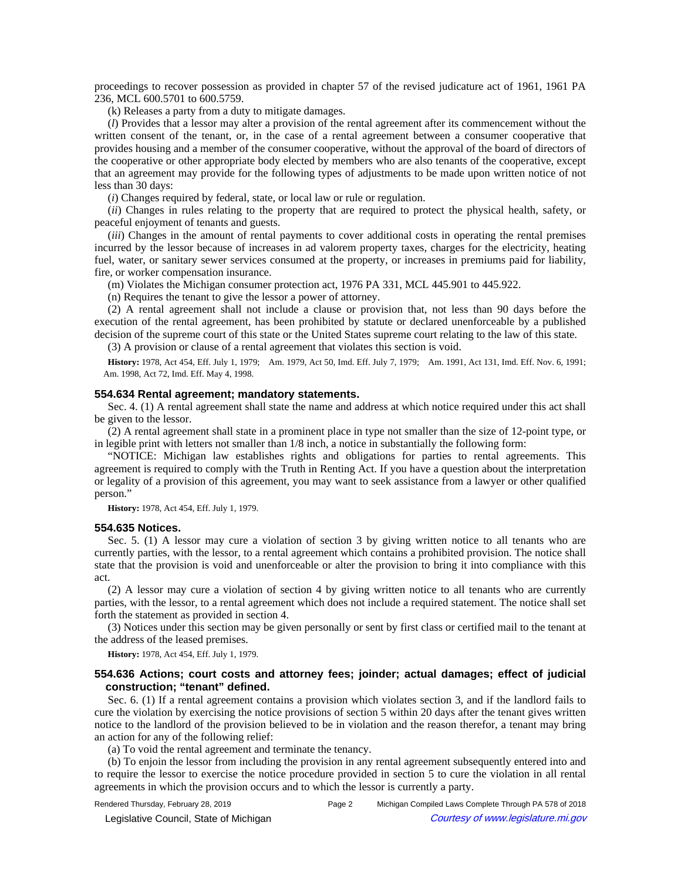proceedings to recover possession as provided in chapter 57 of the revised judicature act of 1961, 1961 PA 236, MCL 600.5701 to 600.5759.

(k) Releases a party from a duty to mitigate damages.

(*l*) Provides that a lessor may alter a provision of the rental agreement after its commencement without the written consent of the tenant, or, in the case of a rental agreement between a consumer cooperative that provides housing and a member of the consumer cooperative, without the approval of the board of directors of the cooperative or other appropriate body elected by members who are also tenants of the cooperative, except that an agreement may provide for the following types of adjustments to be made upon written notice of not less than 30 days:

(*i*) Changes required by federal, state, or local law or rule or regulation.

(*ii*) Changes in rules relating to the property that are required to protect the physical health, safety, or peaceful enjoyment of tenants and guests.

(*iii*) Changes in the amount of rental payments to cover additional costs in operating the rental premises incurred by the lessor because of increases in ad valorem property taxes, charges for the electricity, heating fuel, water, or sanitary sewer services consumed at the property, or increases in premiums paid for liability, fire, or worker compensation insurance.

(m) Violates the Michigan consumer protection act, 1976 PA 331, MCL 445.901 to 445.922.

(n) Requires the tenant to give the lessor a power of attorney.

(2) A rental agreement shall not include a clause or provision that, not less than 90 days before the execution of the rental agreement, has been prohibited by statute or declared unenforceable by a published decision of the supreme court of this state or the United States supreme court relating to the law of this state.

(3) A provision or clause of a rental agreement that violates this section is void.

**History:** 1978, Act 454, Eff. July 1, 1979; Am. 1979, Act 50, Imd. Eff. July 7, 1979; Am. 1991, Act 131, Imd. Eff. Nov. 6, 1991; Am. 1998, Act 72, Imd. Eff. May 4, 1998.

### 554.634 Rental agreement; mandatory statements.

Sec. 4. (1) A rental agreement shall state the name and address at which notice required under this act shall be given to the lessor.

(2) A rental agreement shall state in a prominent place in type not smaller than the size of 12-point type, or in legible print with letters not smaller than 1/8 inch, a notice in substantially the following form:

"NOTICE: Michigan law establishes rights and obligations for parties to rental agreements. This agreement is required to comply with the Truth in Renting Act. If you have a question about the interpretation or legality of a provision of this agreement, you may want to seek assistance from a lawyer or other qualified person."

**History:** 1978, Act 454, Eff. July 1, 1979.

### 554.635 Notices.

Sec. 5. (1) A lessor may cure a violation of section 3 by giving written notice to all tenants who are currently parties, with the lessor, to a rental agreement which contains a prohibited provision. The notice shall state that the provision is void and unenforceable or alter the provision to bring it into compliance with this act.

(2) A lessor may cure a violation of section 4 by giving written notice to all tenants who are currently parties, with the lessor, to a rental agreement which does not include a required statement. The notice shall set forth the statement as provided in section 4.

(3) Notices under this section may be given personally or sent by first class or certified mail to the tenant at the address of the leased premises.

**History:** 1978, Act 454, Eff. July 1, 1979.

### 554.636 Actions; court costs and attorney fees; joinder; actual damages; effect of judicial construction; "tenant" defined.

Sec. 6. (1) If a rental agreement contains a provision which violates section 3, and if the landlord fails to cure the violation by exercising the notice provisions of section 5 within 20 days after the tenant gives written notice to the landlord of the provision believed to be in violation and the reason therefor, a tenant may bring an action for any of the following relief:

(a) To void the rental agreement and terminate the tenancy.

(b) To enjoin the lessor from including the provision in any rental agreement subsequently entered into and to require the lessor to exercise the notice procedure provided in section 5 to cure the violation in all rental agreements in which the provision occurs and to which the lessor is currently a party.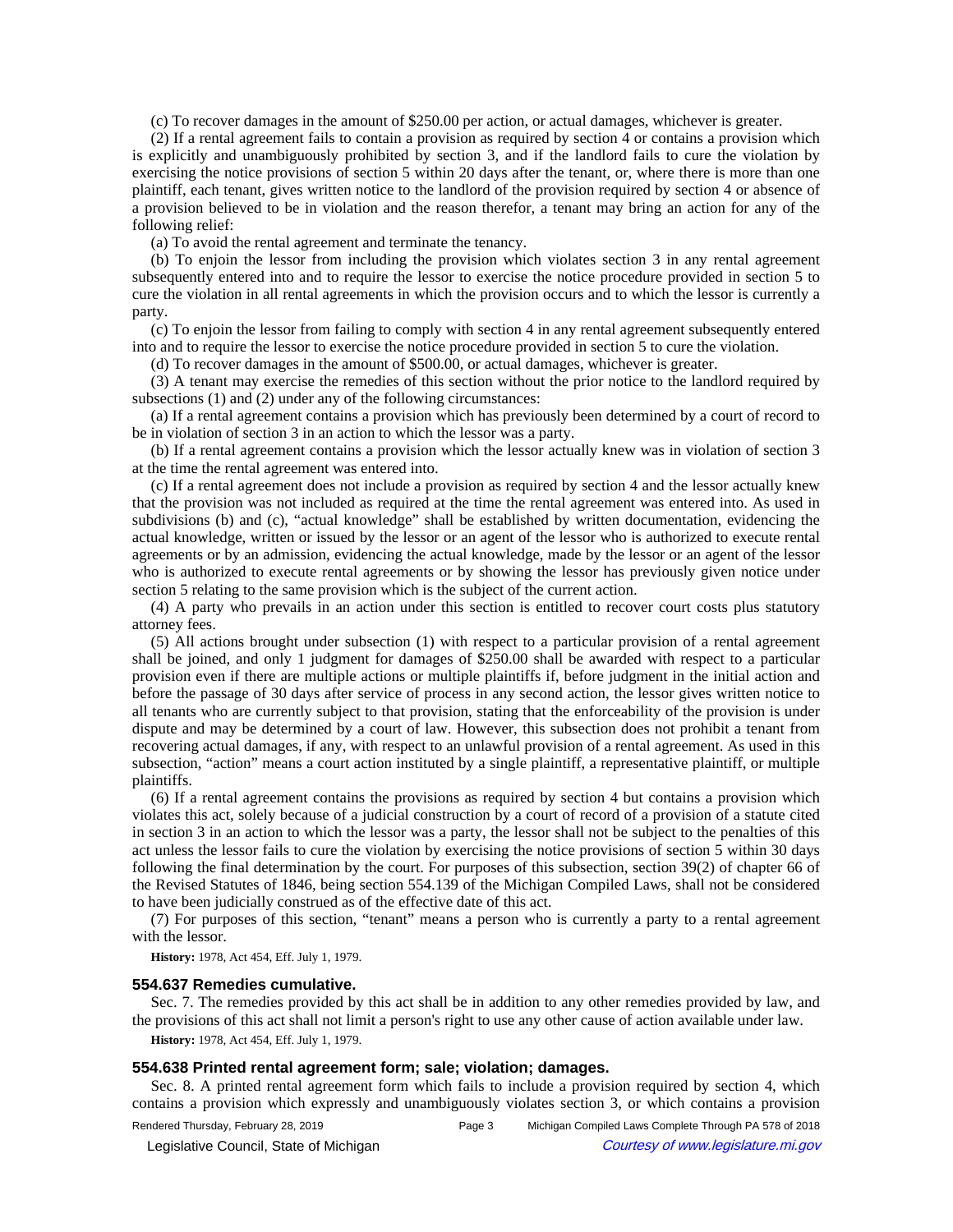(c) To recover damages in the amount of $250.00 per action, or actual damages, whichever is greater.

(2) If a rental agreement fails to contain a provision as required by section 4 or contains a provision which is explicitly and unambiguously prohibited by section 3, and if the landlord fails to cure the violation by exercising the notice provisions of section 5 within 20 days after the tenant, or, where there is more than one plaintiff, each tenant, gives written notice to the landlord of the provision required by section 4 or absence of a provision believed to be in violation and the reason therefor, a tenant may bring an action for any of the following relief:

(a) To avoid the rental agreement and terminate the tenancy.

(b) To enjoin the lessor from including the provision which violates section 3 in any rental agreement subsequently entered into and to require the lessor to exercise the notice procedure provided in section 5 to cure the violation in all rental agreements in which the provision occurs and to which the lessor is currently a party.

(c) To enjoin the lessor from failing to comply with section 4 in any rental agreement subsequently entered into and to require the lessor to exercise the notice procedure provided in section 5 to cure the violation.

(d) To recover damages in the amount of $500.00, or actual damages, whichever is greater.

(3) A tenant may exercise the remedies of this section without the prior notice to the landlord required by subsections (1) and (2) under any of the following circumstances:

(a) If a rental agreement contains a provision which has previously been determined by a court of record to be in violation of section 3 in an action to which the lessor was a party.

(b) If a rental agreement contains a provision which the lessor actually knew was in violation of section 3 at the time the rental agreement was entered into.

(c) If a rental agreement does not include a provision as required by section 4 and the lessor actually knew that the provision was not included as required at the time the rental agreement was entered into. As used in subdivisions (b) and (c), "actual knowledge" shall be established by written documentation, evidencing the actual knowledge, written or issued by the lessor or an agent of the lessor who is authorized to execute rental agreements or by an admission, evidencing the actual knowledge, made by the lessor or an agent of the lessor who is authorized to execute rental agreements or by showing the lessor has previously given notice under section 5 relating to the same provision which is the subject of the current action.

(4) A party who prevails in an action under this section is entitled to recover court costs plus statutory attorney fees.

(5) All actions brought under subsection (1) with respect to a particular provision of a rental agreement shall be joined, and only 1 judgment for damages of $250.00 shall be awarded with respect to a particular provision even if there are multiple actions or multiple plaintiffs if, before judgment in the initial action and before the passage of 30 days after service of process in any second action, the lessor gives written notice to all tenants who are currently subject to that provision, stating that the enforceability of the provision is under dispute and may be determined by a court of law. However, this subsection does not prohibit a tenant from recovering actual damages, if any, with respect to an unlawful provision of a rental agreement. As used in this subsection, "action" means a court action instituted by a single plaintiff, a representative plaintiff, or multiple plaintiffs.

(6) If a rental agreement contains the provisions as required by section 4 but contains a provision which violates this act, solely because of a judicial construction by a court of record of a provision of a statute cited in section 3 in an action to which the lessor was a party, the lessor shall not be subject to the penalties of this act unless the lessor fails to cure the violation by exercising the notice provisions of section 5 within 30 days following the final determination by the court. For purposes of this subsection, section 39(2) of chapter 66 of the Revised Statutes of 1846, being section 554.139 of the Michigan Compiled Laws, shall not be considered to have been judicially construed as of the effective date of this act.

(7) For purposes of this section, "tenant" means a person who is currently a party to a rental agreement with the lessor.

**History:** 1978, Act 454, Eff. July 1, 1979.

### 554.637 Remedies cumulative.

Sec. 7. The remedies provided by this act shall be in addition to any other remedies provided by law, and the provisions of this act shall not limit a person's right to use any other cause of action available under law.

**History:** 1978, Act 454, Eff. July 1, 1979.

### 554.638 Printed rental agreement form; sale; violation; damages.

Sec. 8. A printed rental agreement form which fails to include a provision required by section 4, which contains a provision which expressly and unambiguously violates section 3, or which contains a provision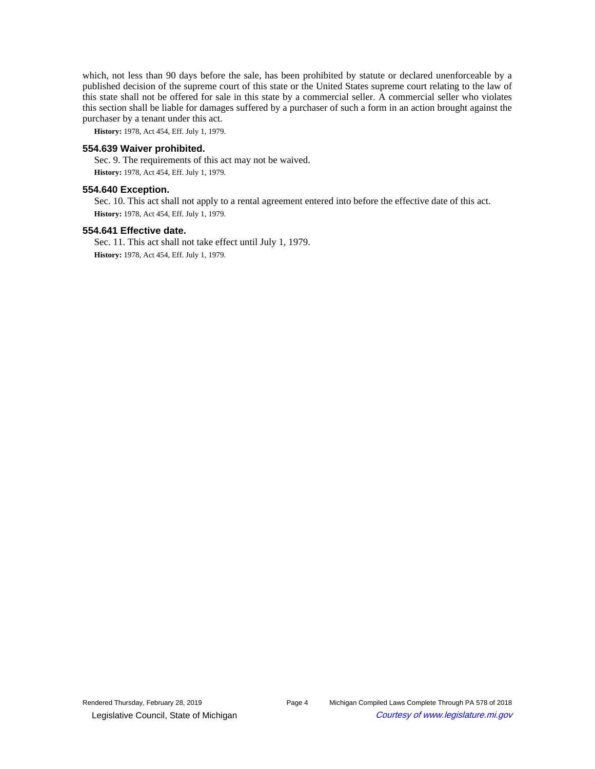which, not less than 90 days before the sale, has been prohibited by statute or declared unenforceable by a published decision of the supreme court of this state or the United States supreme court relating to the law of this state shall not be offered for sale in this state by a commercial seller. A commercial seller who violates this section shall be liable for damages suffered by a purchaser of such a form in an action brought against the purchaser by a tenant under this act.

**History:** 1978, Act 454, Eff. July 1, 1979.

### 554.639 Waiver prohibited.

Sec. 9. The requirements of this act may not be waived.

**History:** 1978, Act 454, Eff. July 1, 1979.

### 554.640 Exception.

Sec. 10. This act shall not apply to a rental agreement entered into before the effective date of this act.

**History:** 1978, Act 454, Eff. July 1, 1979.

### 554.641 Effective date.

Sec. 11. This act shall not take effect until July 1, 1979.

**History:** 1978, Act 454, Eff. July 1, 1979.